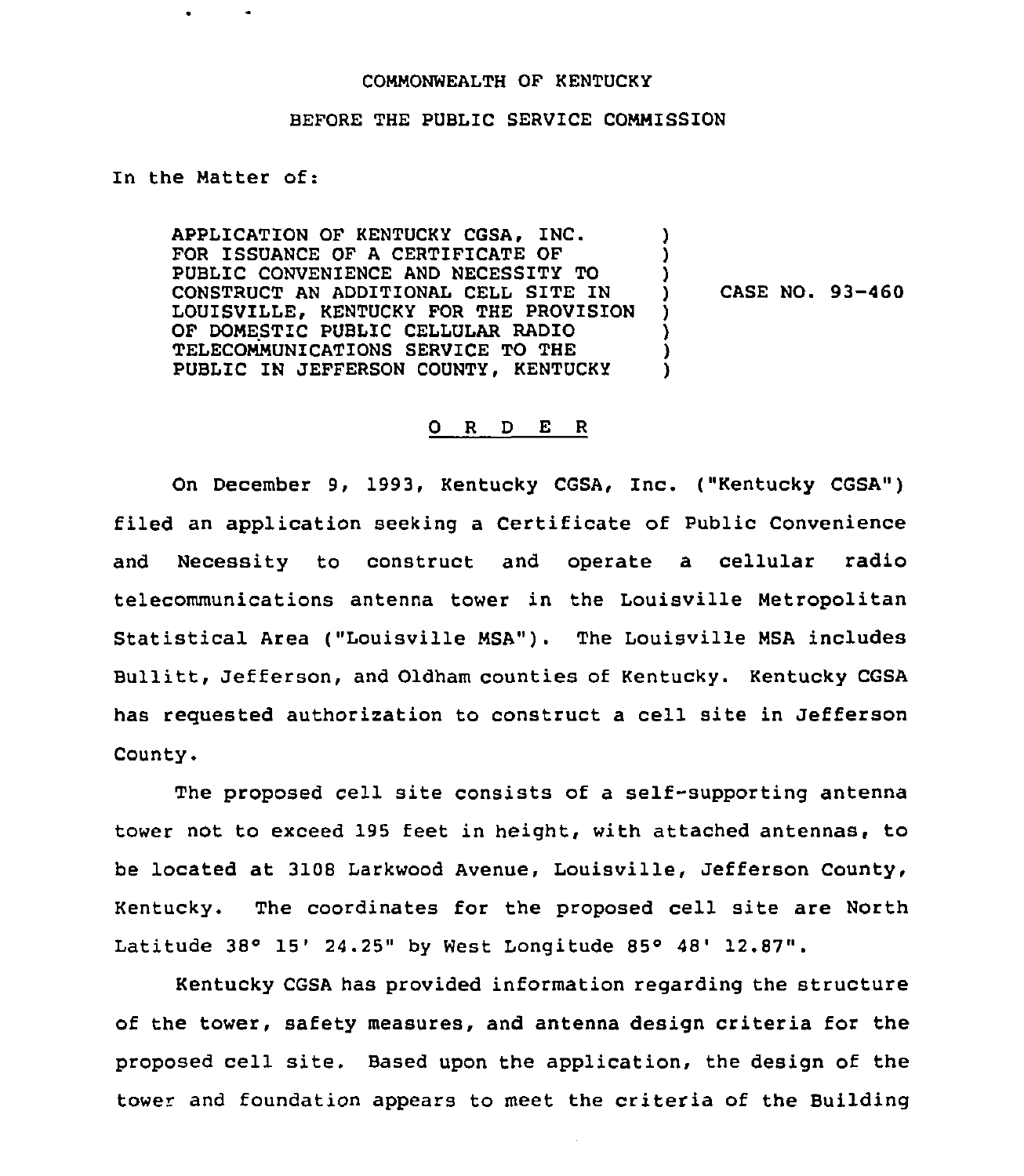COMMONWEALTH OF KENTUCKY

BEFORE THE PUBLIC SERVICE COMMISSION

In the Matter of:

| | | |
|---|---|---|
| APPLICATION OF KENTUCKY CGSA, INC. FOR ISSUANCE OF A CERTIFICATE OF PUBLIC CONVENIENCE AND NECESSITY TO CONSTRUCT AN ADDITIONAL CELL SITE IN LOUISVILLE, KENTUCKY FOR THE PROVISION OF DOMESTIC PUBLIC CELLULAR RADIO TELECOMMUNICATIONS SERVICE TO THE PUBLIC IN JEFFERSON COUNTY, KENTUCKY | ) | CASE NO. 93-460 |

## O R D E R

On December 9, 1993, Kentucky CGSA, Inc. ("Kentucky CGSA") filed an application seeking a Certificate of Public Convenience and Necessity to construct and operate a cellular radio telecommunications antenna tower in the Louisville Metropolitan Statistical Area ("Louisville MSA"). The Louisville MSA includes Bullitt, Jefferson, and Oldham counties of Kentucky. Kentucky CGSA has requested authorization to construct a cell site in Jefferson County.

The proposed cell site consists of a self-supporting antenna tower not to exceed 195 feet in height, with attached antennas, to be located at 3108 Larkwood Avenue, Louisville, Jefferson County, Kentucky. The coordinates for the proposed cell site are North Latitude 38° 15' 24.25" by West Longitude 85° 48' 12.87".

Kentucky CGSA has provided information regarding the structure of the tower, safety measures, and antenna design criteria for the proposed cell site. Based upon the application, the design of the tower and foundation appears to meet the criteria of the Building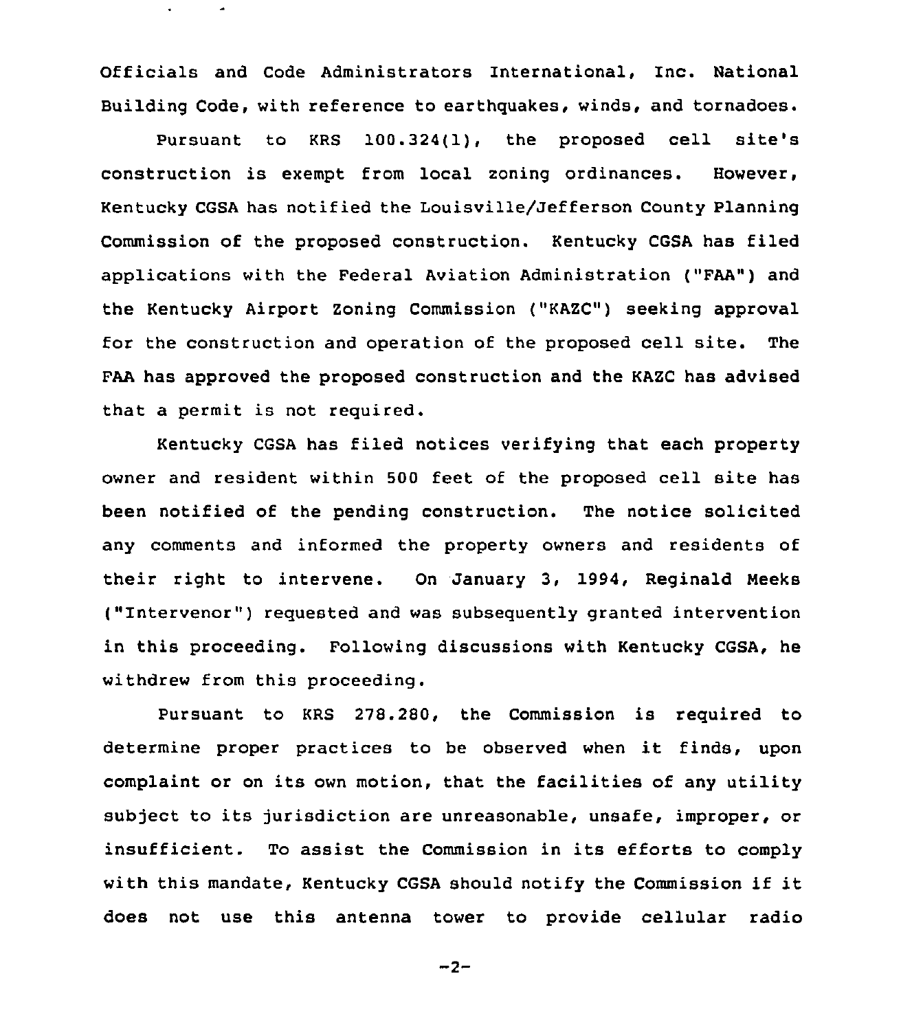Officials and Code Administrators International, Inc. National Building Code, with reference to earthquakes, winds, and tornadoes.

Pursuant to KRS 100.324(1), the proposed cell site's construction is exempt from local zoning ordinances. However, Kentucky CGSA has notified the Louisville/Jefferson County Planning Commission of the proposed construction. Kentucky CGSA has filed applications with the Federal Aviation Administration ("FAA") and the Kentucky Airport Zoning Commission ("KAZC") seeking approval for the construction and operation of the proposed cell site. The FAA has approved the proposed construction and the KAZC has advised that a permit is not required.

Kentucky CGSA has filed notices verifying that each property owner and resident within 500 feet of the proposed cell site has been notified of the pending construction. The notice solicited any comments and informed the property owners and residents of their right to intervene. On January 3, 1994, Reginald Meeks ("Intervenor") requested and was subsequently granted intervention in this proceeding. Following discussions with Kentucky CGSA, he withdrew from this proceeding.

Pursuant to KRS 278.280, the Commission is required to determine proper practices to be observed when it finds, upon complaint or on its own motion, that the facilities of any utility subject to its jurisdiction are unreasonable, unsafe, improper, or insufficient. To assist the Commission in its efforts to comply with this mandate, Kentucky CGSA should notify the Commission if it does not use this antenna tower to provide cellular radio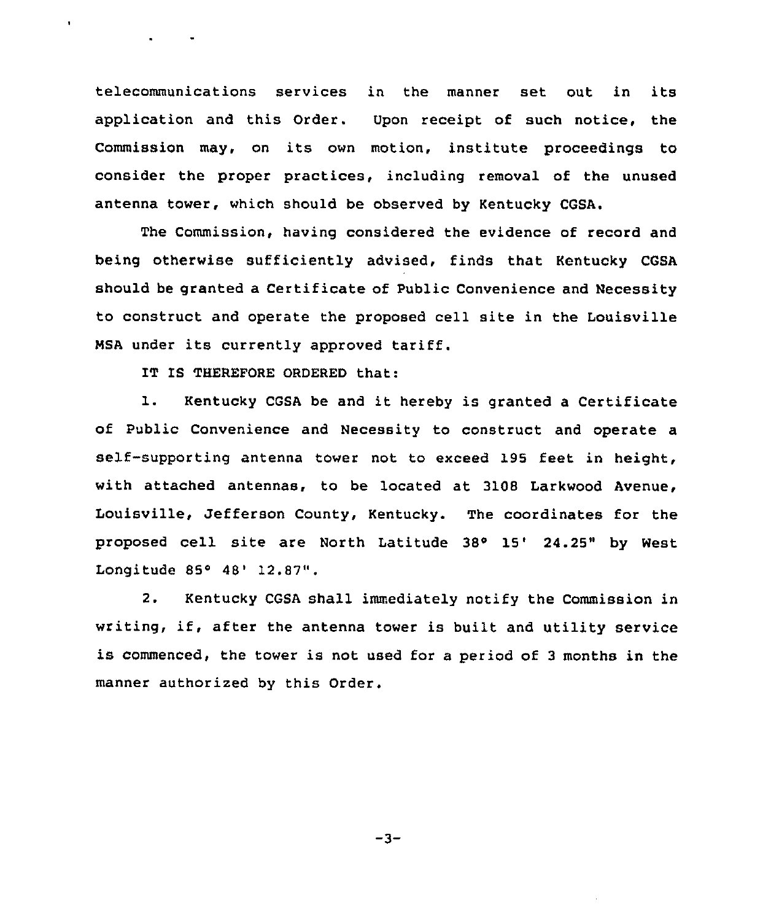telecommunications services in the manner set out in its application and this Order. Upon receipt of such notice, the Commission may, on its own motion, institute proceedings to consider the proper practices, including removal of the unused antenna tower, which should be observed by Kentucky CGSA.

The Commission, having considered the evidence of record and being otherwise sufficiently advised, finds that Kentucky CGSA should be granted a Certificate of Public Convenience and Necessity to construct and operate the proposed cell site in the Louisville MSA under its currently approved tariff.

IT IS THEREFORE ORDERED that:

1. Kentucky CGSA be and it hereby is granted a Certificate of Public Convenience and Necessity to construct and operate a self-supporting antenna tower not to exceed 195 feet in height, with attached antennas, to be located at 3108 Larkwood Avenue, Louisville, Jefferson County, Kentucky. The coordinates for the proposed cell site are North Latitude 38° 15' 24.25" by West Longitude 85° 48' 12.87".

2. Kentucky CGSA shall immediately notify the Commission in writing, if, after the antenna tower is built and utility service is commenced, the tower is not used for a period of 3 months in the manner authorized by this Order.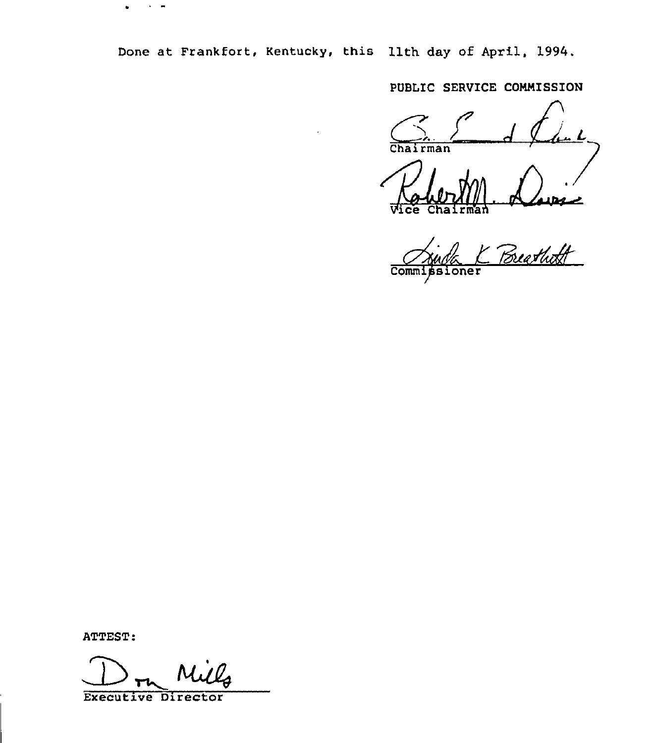Done at Frankfort, Kentucky, this 11th day of April, 1994.

PUBLIC SERVICE COMMISSION

Chairman

Vice Chairman

Commissioner

ATTEST:

Executive Director